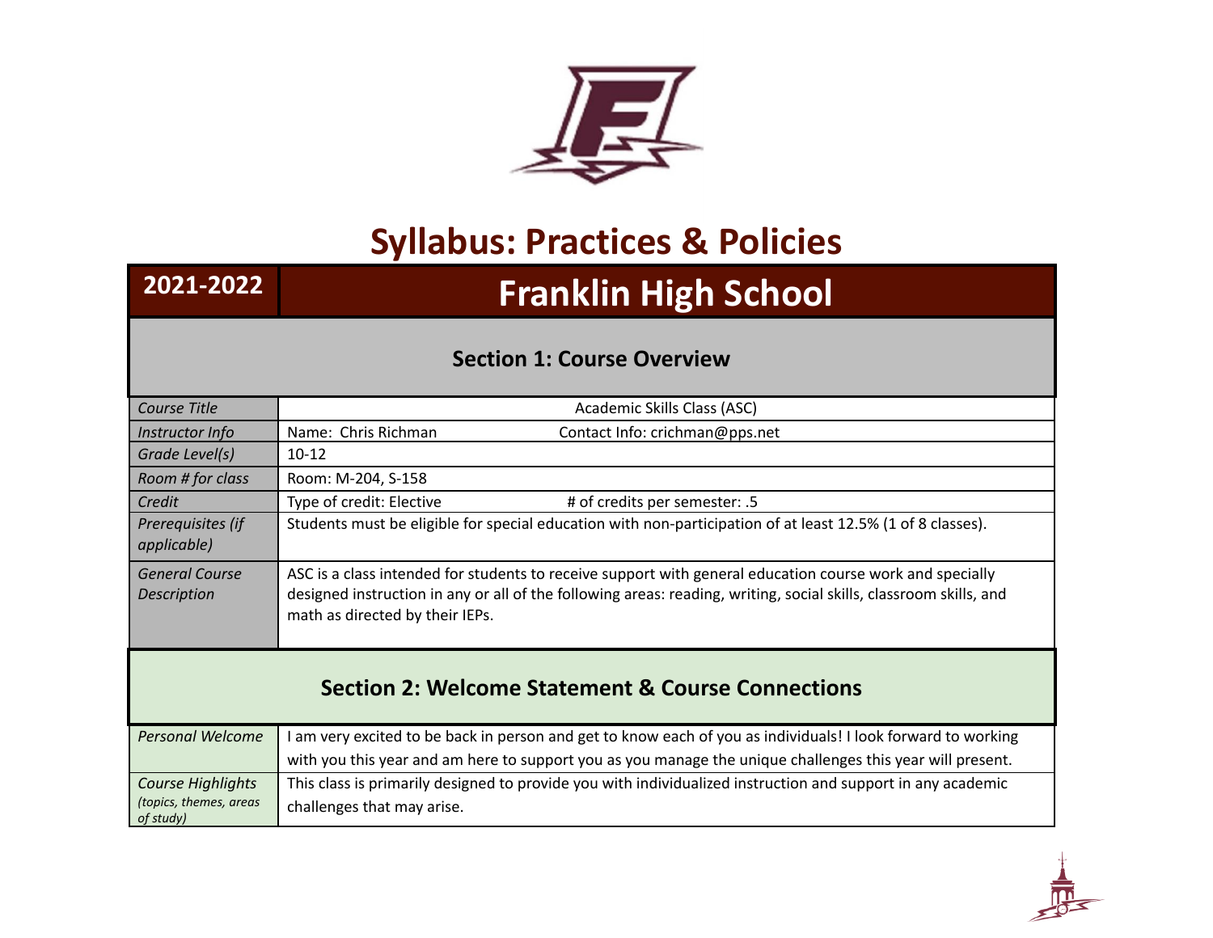# Syllabus: Practices & Policies

## 2021-2022 Franklin High School

### Section 1: Course Overview

| | |
|---|---|
| *Course Title* | Academic Skills Class (ASC) |
| *Instructor Info* | Name: Chris Richman Contact Info: crichman@pps.net |
| *Grade Level(s)* | 10-12 |
| *Room # for class* | Room: M-204, S-158 |
| *Credit* | Type of credit: Elective # of credits per semester: .5 |
| *Prerequisites (if applicable)* | Students must be eligible for special education with non-participation of at least 12.5% (1 of 8 classes). |
| *General Course Description* | ASC is a class intended for students to receive support with general education course work and specially designed instruction in any or all of the following areas: reading, writing, social skills, classroom skills, and math as directed by their IEPs. |

### Section 2: Welcome Statement & Course Connections

| | |
|---|---|
| *Personal Welcome* | I am very excited to be back in person and get to know each of you as individuals! I look forward to working with you this year and am here to support you as you manage the unique challenges this year will present. |
| *Course Highlights (topics, themes, areas of study)* | This class is primarily designed to provide you with individualized instruction and support in any academic challenges that may arise. |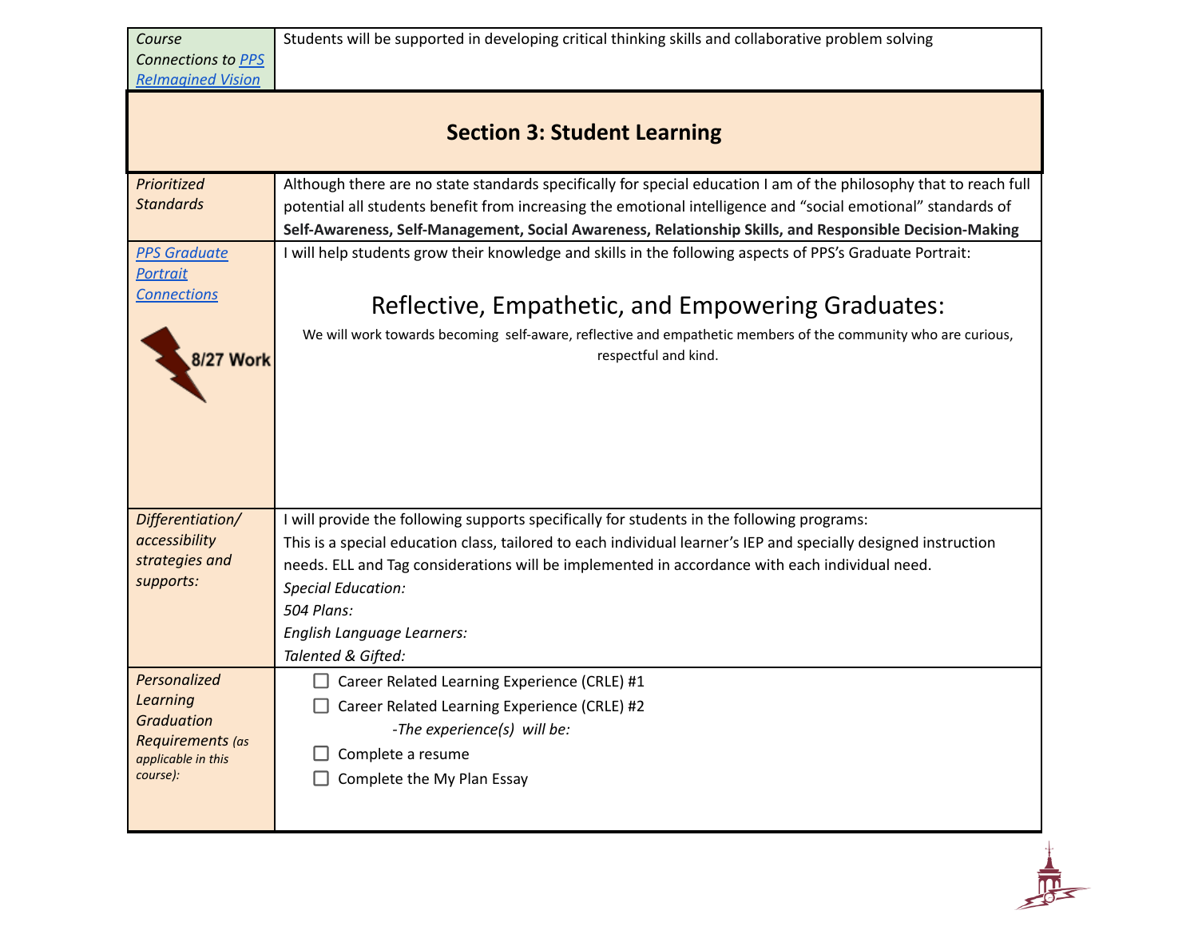| | |
|---|---|
| *Course Connections to PPS ReImagined Vision* | Students will be supported in developing critical thinking skills and collaborative problem solving |

## Section 3: Student Learning

| | |
|---|---|
| *Prioritized Standards* | Although there are no state standards specifically for special education I am of the philosophy that to reach full potential all students benefit from increasing the emotional intelligence and "social emotional" standards of **Self-Awareness, Self-Management, Social Awareness, Relationship Skills, and Responsible Decision-Making** |
| *PPS Graduate Portrait Connections*<br><br>8/27 Work | I will help students grow their knowledge and skills in the following aspects of PPS's Graduate Portrait:<br><br>Reflective, Empathetic, and Empowering Graduates:<br><br>We will work towards becoming self-aware, reflective and empathetic members of the community who are curious, respectful and kind. |
| *Differentiation/ accessibility strategies and supports:* | I will provide the following supports specifically for students in the following programs:<br>This is a special education class, tailored to each individual learner's IEP and specially designed instruction needs. ELL and Tag considerations will be implemented in accordance with each individual need.<br>*Special Education:*<br>*504 Plans:*<br>*English Language Learners:*<br>*Talented & Gifted:* |
| *Personalized Learning Graduation Requirements (as applicable in this course):* | ☐ Career Related Learning Experience (CRLE) #1<br>☐ Career Related Learning Experience (CRLE) #2<br>*-The experience(s) will be:*<br>☐ Complete a resume<br>☐ Complete the My Plan Essay |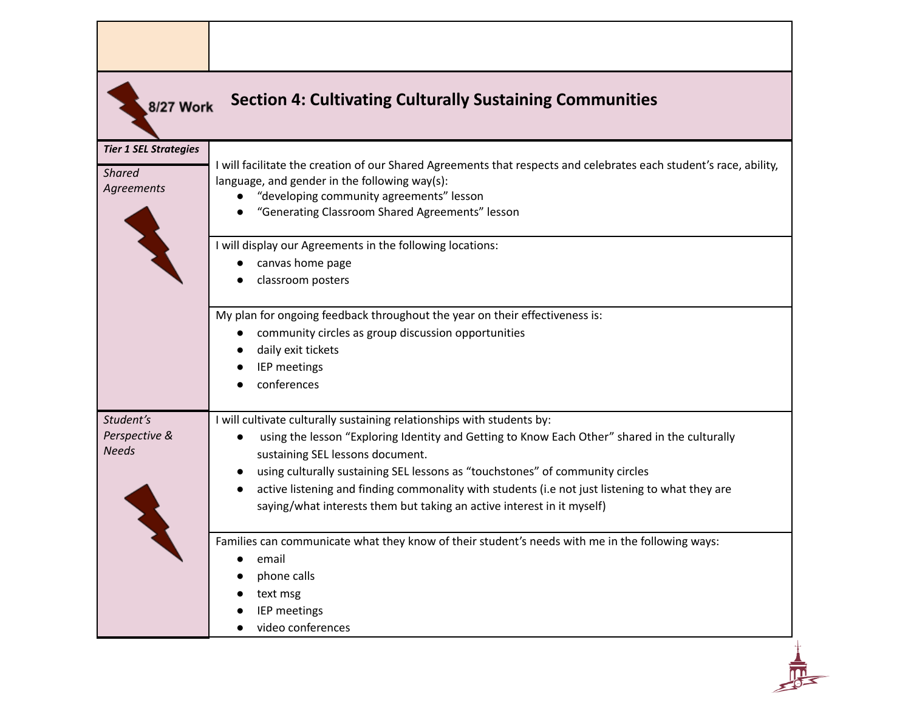8/27 Work

## Section 4: Cultivating Culturally Sustaining Communities

| ***Tier 1 SEL Strategies*** | |
|---|---|
| *Shared Agreements* | I will facilitate the creation of our Shared Agreements that respects and celebrates each student's race, ability, language, and gender in the following way(s): <br>● "developing community agreements" lesson <br>● "Generating Classroom Shared Agreements" lesson |
| | I will display our Agreements in the following locations: <br>● canvas home page <br>● classroom posters |
| | My plan for ongoing feedback throughout the year on their effectiveness is: <br>● community circles as group discussion opportunities <br>● daily exit tickets <br>● IEP meetings <br>● conferences |
| *Student's Perspective & Needs* | I will cultivate culturally sustaining relationships with students by: <br>● using the lesson "Exploring Identity and Getting to Know Each Other" shared in the culturally sustaining SEL lessons document. <br>● using culturally sustaining SEL lessons as "touchstones" of community circles <br>● active listening and finding commonality with students (i.e not just listening to what they are saying/what interests them but taking an active interest in it myself) |
| | Families can communicate what they know of their student's needs with me in the following ways: <br>● email <br>● phone calls <br>● text msg <br>● IEP meetings <br>● video conferences |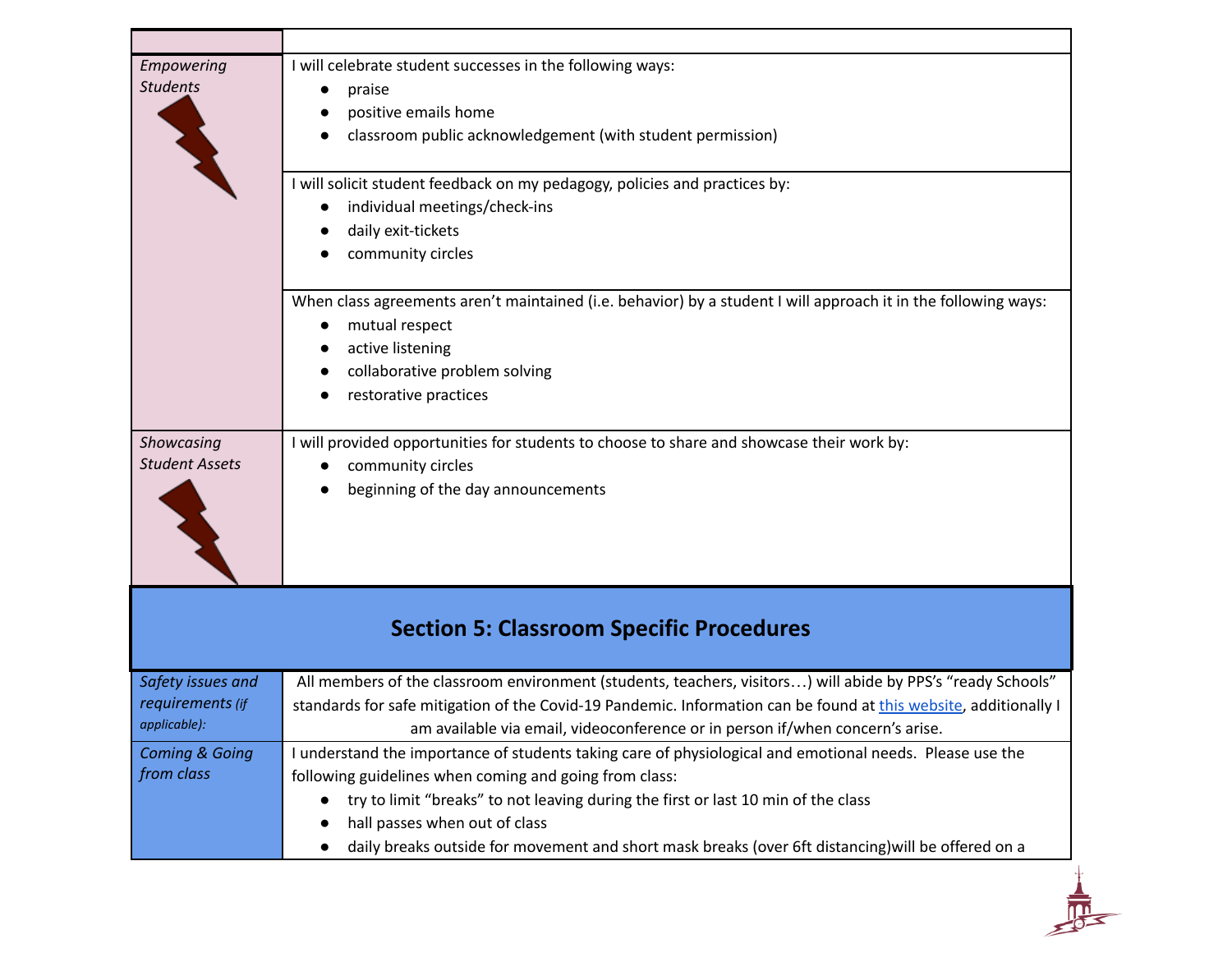| | |
|---|---|
| *Empowering Students* | I will celebrate student successes in the following ways:<br>● praise<br>● positive emails home<br>● classroom public acknowledgement (with student permission) |
| | I will solicit student feedback on my pedagogy, policies and practices by:<br>● individual meetings/check-ins<br>● daily exit-tickets<br>● community circles |
| | When class agreements aren't maintained (i.e. behavior) by a student I will approach it in the following ways:<br>● mutual respect<br>● active listening<br>● collaborative problem solving<br>● restorative practices |
| *Showcasing Student Assets* | I will provided opportunities for students to choose to share and showcase their work by:<br>● community circles<br>● beginning of the day announcements |

## Section 5: Classroom Specific Procedures

| | |
|---|---|
| *Safety issues and requirements (if applicable):* | All members of the classroom environment (students, teachers, visitors…) will abide by PPS's "ready Schools" standards for safe mitigation of the Covid-19 Pandemic. Information can be found at this website, additionally I am available via email, videoconference or in person if/when concern's arise. |
| *Coming & Going from class* | I understand the importance of students taking care of physiological and emotional needs. Please use the following guidelines when coming and going from class:<br>● try to limit "breaks" to not leaving during the first or last 10 min of the class<br>● hall passes when out of class<br>● daily breaks outside for movement and short mask breaks (over 6ft distancing)will be offered on a |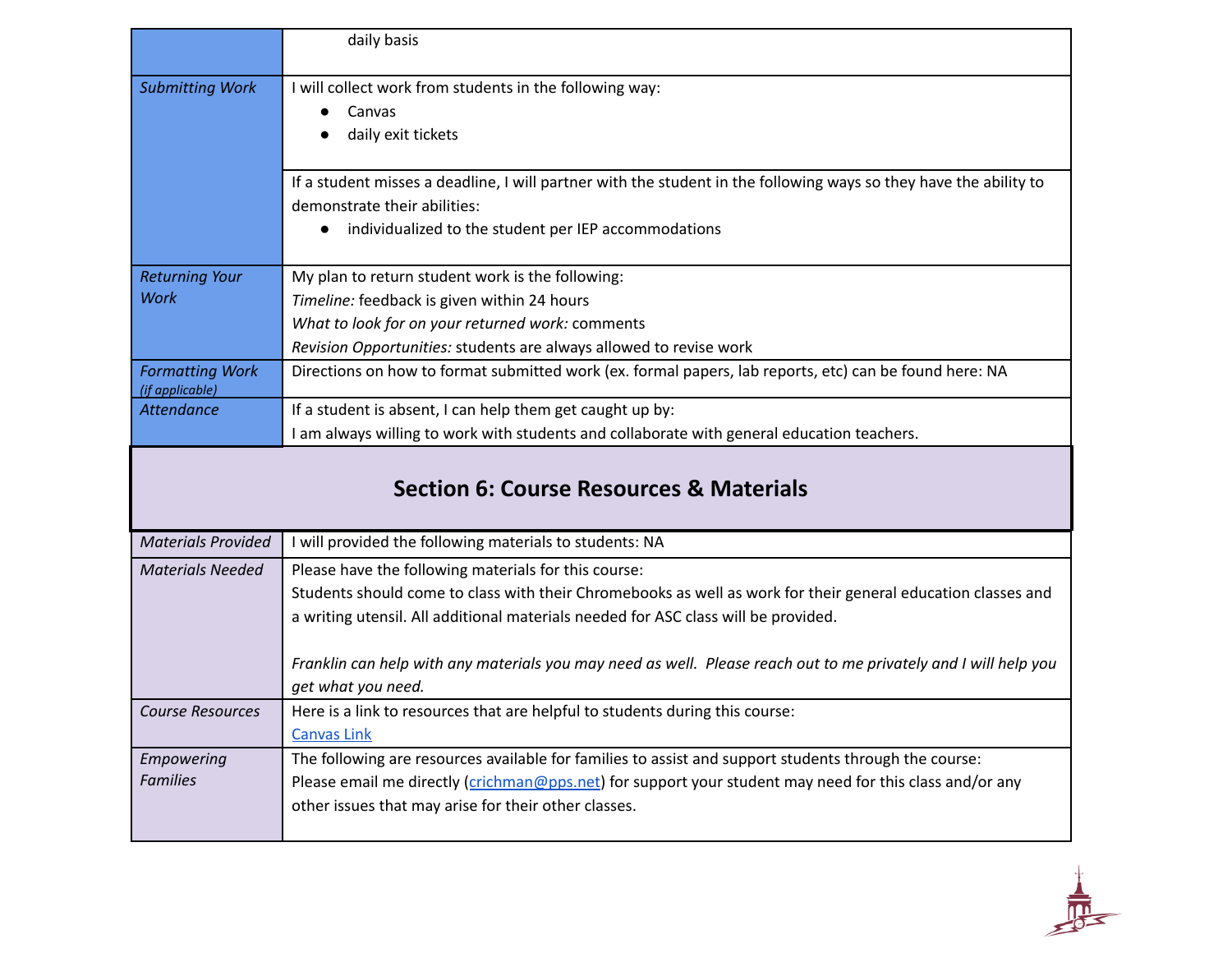| | |
|---|---|
| | daily basis |
| *Submitting Work* | I will collect work from students in the following way:<br>● Canvas<br>● daily exit tickets |
| | If a student misses a deadline, I will partner with the student in the following ways so they have the ability to demonstrate their abilities:<br>● individualized to the student per IEP accommodations |
| *Returning Your Work* | My plan to return student work is the following:<br>*Timeline:* feedback is given within 24 hours<br>*What to look for on your returned work:* comments<br>*Revision Opportunities:* students are always allowed to revise work |
| *Formatting Work* *(if applicable)* | Directions on how to format submitted work (ex. formal papers, lab reports, etc) can be found here: NA |
| *Attendance* | If a student is absent, I can help them get caught up by:<br>I am always willing to work with students and collaborate with general education teachers. |

## Section 6: Course Resources & Materials

| | |
|---|---|
| *Materials Provided* | I will provided the following materials to students: NA |
| *Materials Needed* | Please have the following materials for this course:<br>Students should come to class with their Chromebooks as well as work for their general education classes and a writing utensil. All additional materials needed for ASC class will be provided.<br><br>*Franklin can help with any materials you may need as well. Please reach out to me privately and I will help you get what you need.* |
| *Course Resources* | Here is a link to resources that are helpful to students during this course:<br>Canvas Link |
| *Empowering Families* | The following are resources available for families to assist and support students through the course:<br>Please email me directly (crichman@pps.net) for support your student may need for this class and/or any other issues that may arise for their other classes. |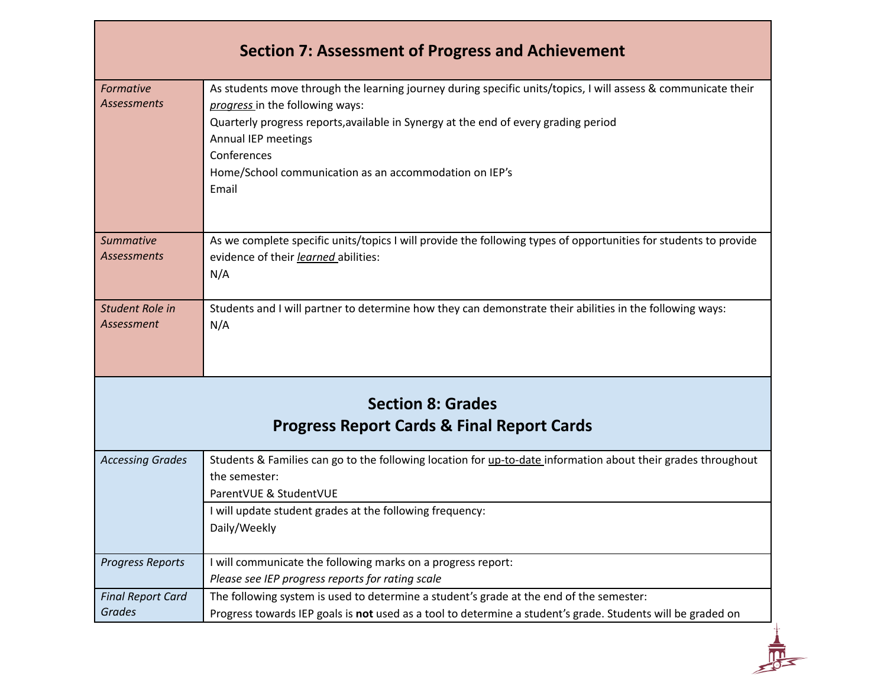| **Section 7: Assessment of Progress and Achievement** | |
|---|---|
| *Formative Assessments* | As students move through the learning journey during specific units/topics, I will assess & communicate their ***progress*** in the following ways:<br>Quarterly progress reports,available in Synergy at the end of every grading period<br>Annual IEP meetings<br>Conferences<br>Home/School communication as an accommodation on IEP's<br>Email |
| *Summative Assessments* | As we complete specific units/topics I will provide the following types of opportunities for students to provide evidence of their ***learned*** abilities:<br>N/A |
| *Student Role in Assessment* | Students and I will partner to determine how they can demonstrate their abilities in the following ways:<br>N/A |

| **Section 8: Grades**<br>**Progress Report Cards & Final Report Cards** | |
|---|---|
| *Accessing Grades* | Students & Families can go to the following location for up-to-date information about their grades throughout the semester:<br>ParentVUE & StudentVUE |
| | I will update student grades at the following frequency:<br>Daily/Weekly |
| *Progress Reports* | I will communicate the following marks on a progress report:<br>*Please see IEP progress reports for rating scale* |
| *Final Report Card Grades* | The following system is used to determine a student's grade at the end of the semester:<br>Progress towards IEP goals is **not** used as a tool to determine a student's grade. Students will be graded on |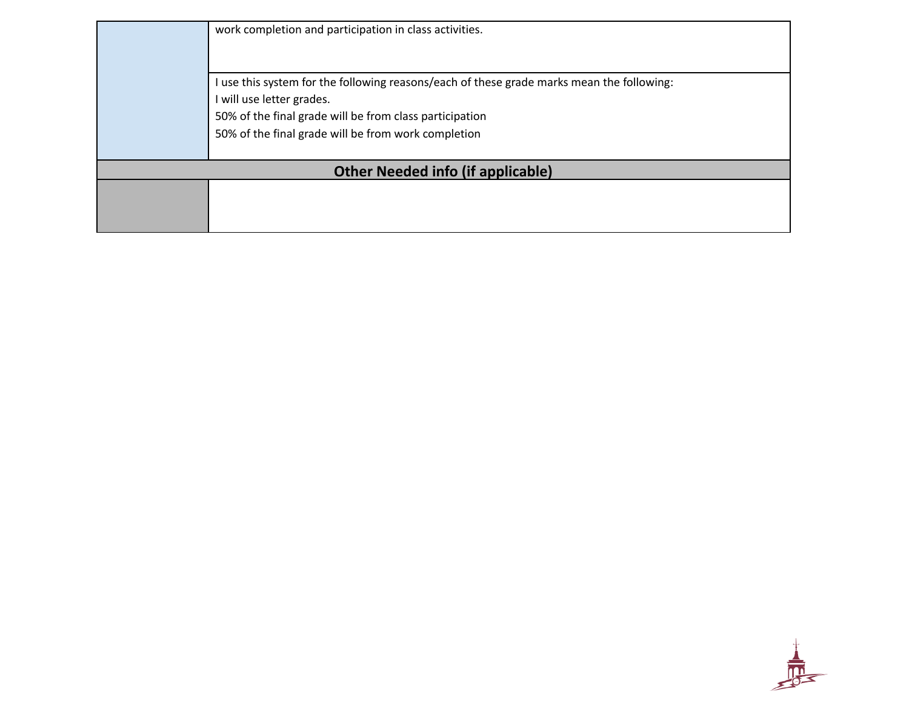| | |
|---|---|
| | work completion and participation in class activities. |
| | I use this system for the following reasons/each of these grade marks mean the following:<br>I will use letter grades.<br>50% of the final grade will be from class participation<br>50% of the final grade will be from work completion |
| **Other Needed info (if applicable)** | |
| | |